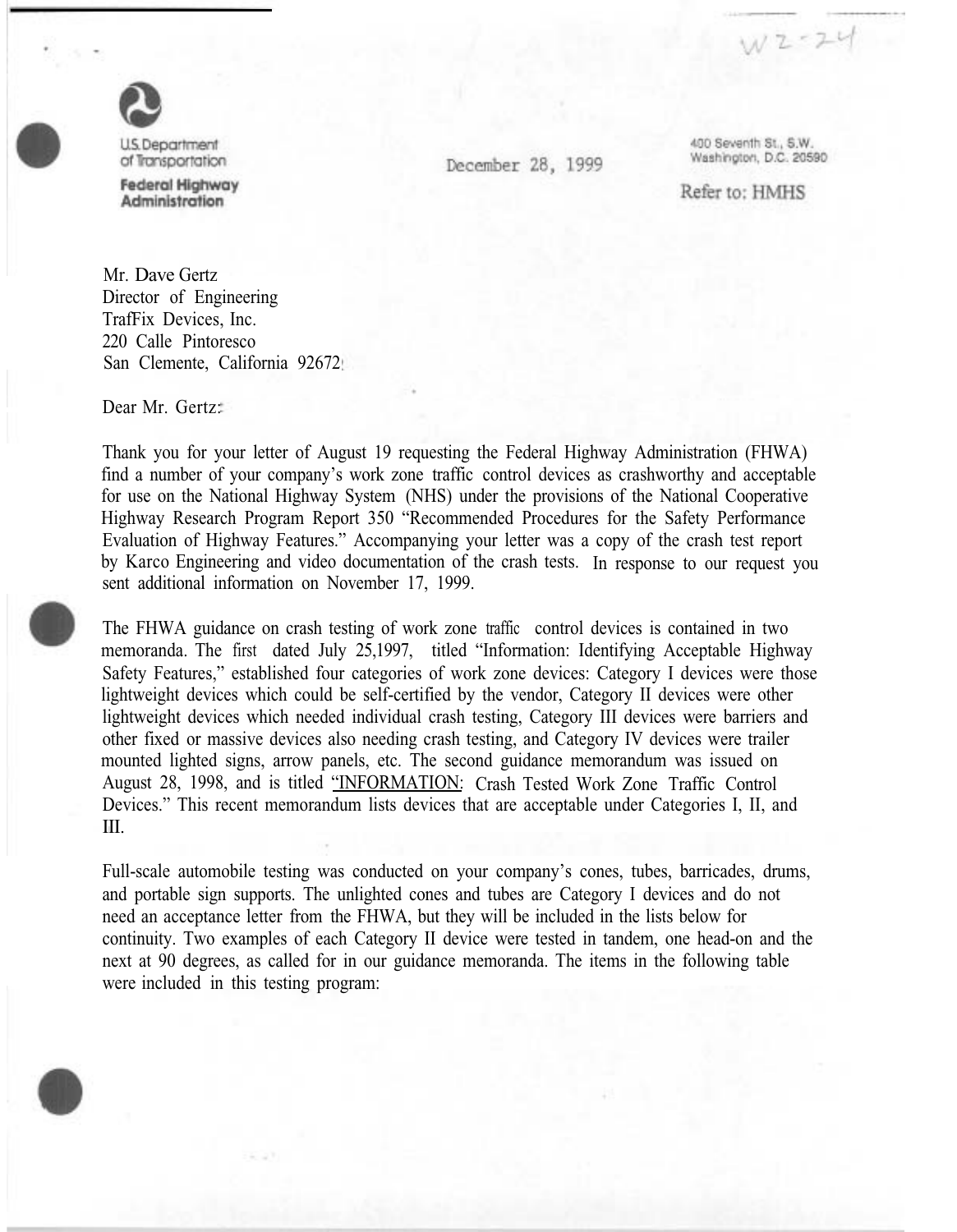W2-24

U.S. Department of Transportation
**Federal Highway Administration**

December 28, 1999

400 Seventh St., S.W.
Washington, D.C. 20590

Refer to: HMHS

Mr. Dave Gertz
Director of Engineering
TrafFix Devices, Inc.
220 Calle Pintoresco
San Clemente, California 92672

Dear Mr. Gertz:

Thank you for your letter of August 19 requesting the Federal Highway Administration (FHWA) find a number of your company's work zone traffic control devices as crashworthy and acceptable for use on the National Highway System (NHS) under the provisions of the National Cooperative Highway Research Program Report 350 "Recommended Procedures for the Safety Performance Evaluation of Highway Features." Accompanying your letter was a copy of the crash test report by Karco Engineering and video documentation of the crash tests. In response to our request you sent additional information on November 17, 1999.

The FHWA guidance on crash testing of work zone traffic control devices is contained in two memoranda. The first dated July 25,1997, titled "Information: Identifying Acceptable Highway Safety Features," established four categories of work zone devices: Category I devices were those lightweight devices which could be self-certified by the vendor, Category II devices were other lightweight devices which needed individual crash testing, Category III devices were barriers and other fixed or massive devices also needing crash testing, and Category IV devices were trailer mounted lighted signs, arrow panels, etc. The second guidance memorandum was issued on August 28, 1998, and is titled "INFORMATION: Crash Tested Work Zone Traffic Control Devices." This recent memorandum lists devices that are acceptable under Categories I, II, and III.

Full-scale automobile testing was conducted on your company's cones, tubes, barricades, drums, and portable sign supports. The unlighted cones and tubes are Category I devices and do not need an acceptance letter from the FHWA, but they will be included in the lists below for continuity. Two examples of each Category II device were tested in tandem, one head-on and the next at 90 degrees, as called for in our guidance memoranda. The items in the following table were included in this testing program: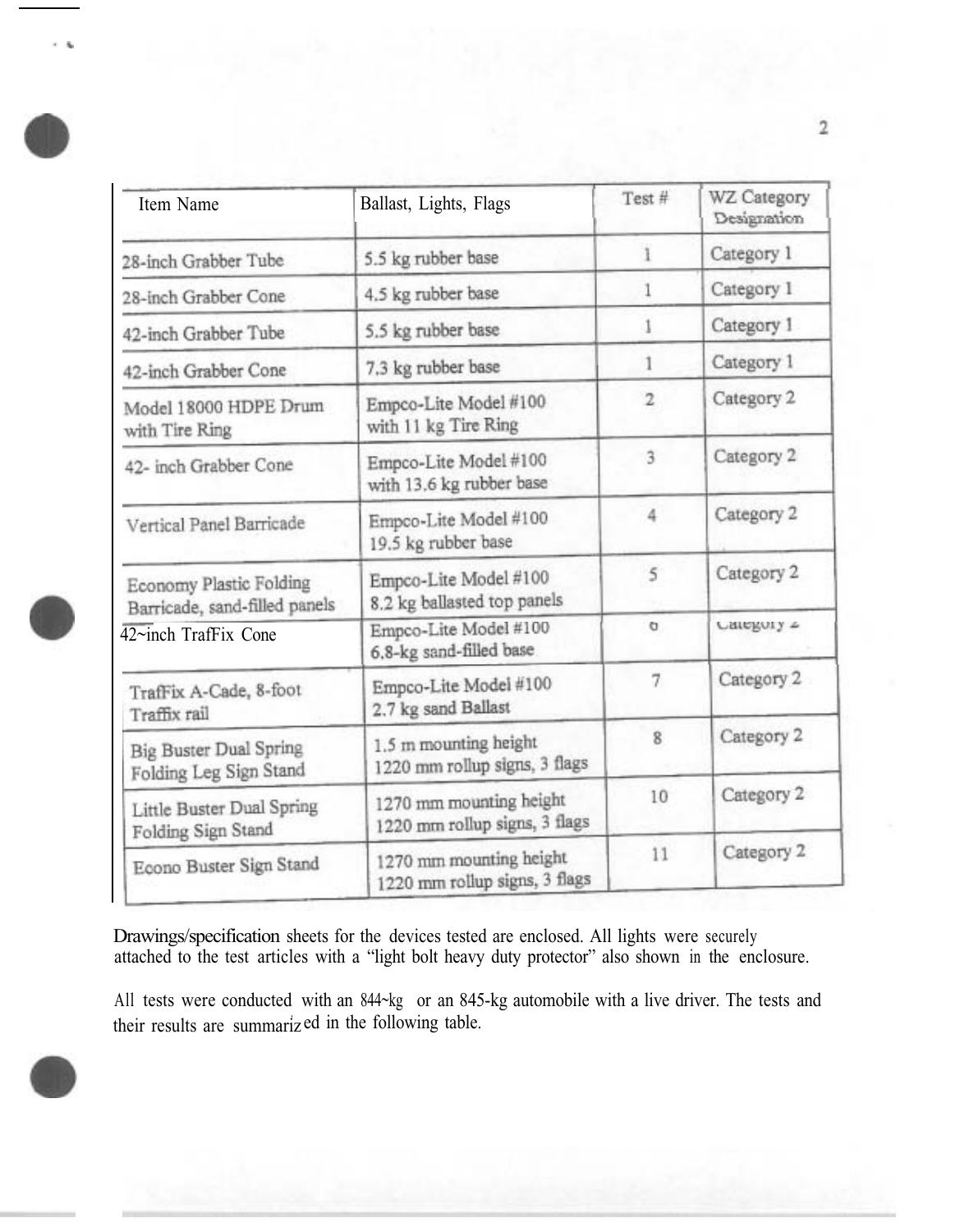| Item Name | Ballast, Lights, Flags | Test # | WZ Category Designation |
|---|---|---|---|
| 28-inch Grabber Tube | 5.5 kg rubber base | 1 | Category 1 |
| 28-inch Grabber Cone | 4.5 kg rubber base | 1 | Category 1 |
| 42-inch Grabber Tube | 5.5 kg rubber base | 1 | Category 1 |
| 42-inch Grabber Cone | 7.3 kg rubber base | 1 | Category 1 |
| Model 18000 HDPE Drum with Tire Ring | Empco-Lite Model #100 with 11 kg Tire Ring | 2 | Category 2 |
| 42- inch Grabber Cone | Empco-Lite Model #100 with 13.6 kg rubber base | 3 | Category 2 |
| Vertical Panel Barricade | Empco-Lite Model #100 19.5 kg rubber base | 4 | Category 2 |
| Economy Plastic Folding Barricade, sand-filled panels | Empco-Lite Model #100 8.2 kg ballasted top panels | 5 | Category 2 |
| 42~inch TrafFix Cone | Empco-Lite Model #100 6.8-kg sand-filled base | 6 | Category 2 |
| TrafFix A-Cade, 8-foot Traffix rail | Empco-Lite Model #100 2.7 kg sand Ballast | 7 | Category 2 |
| Big Buster Dual Spring Folding Leg Sign Stand | 1.5 m mounting height 1220 mm rollup signs, 3 flags | 8 | Category 2 |
| Little Buster Dual Spring Folding Sign Stand | 1270 mm mounting height 1220 mm rollup signs, 3 flags | 10 | Category 2 |
| Econo Buster Sign Stand | 1270 mm mounting height 1220 mm rollup signs, 3 flags | 11 | Category 2 |

Drawings/specification sheets for the devices tested are enclosed. All lights were securely attached to the test articles with a "light bolt heavy duty protector" also shown in the enclosure.

All tests were conducted with an 844-kg or an 845-kg automobile with a live driver. The tests and their results are summarized in the following table.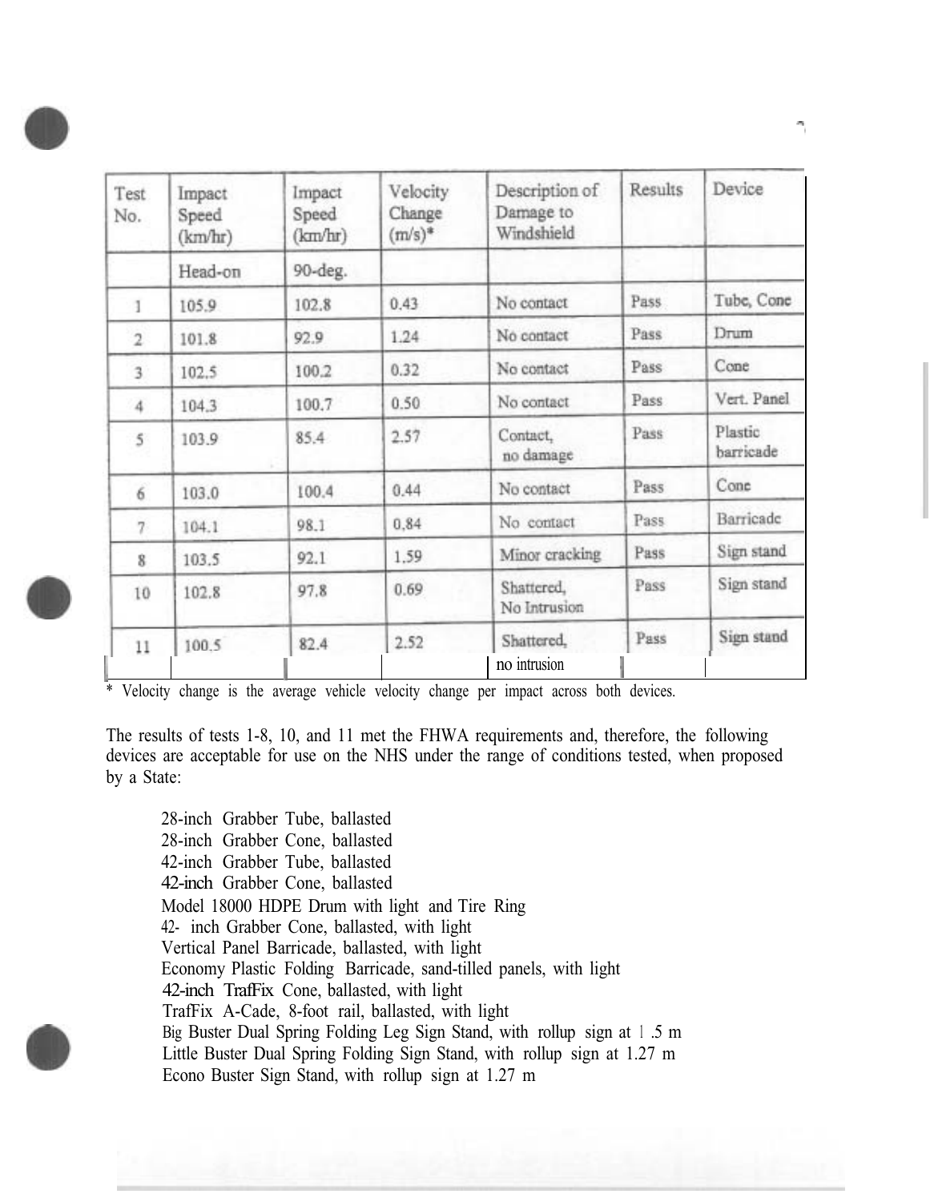| Test No. | Impact Speed (km/hr) | Impact Speed (km/hr) | Velocity Change (m/s)* | Description of Damage to Windshield | Results | Device |
|---|---|---|---|---|---|---|
| | Head-on | 90-deg. | | | | |
| 1 | 105.9 | 102.8 | 0.43 | No contact | Pass | Tube, Cone |
| 2 | 101.8 | 92.9 | 1.24 | No contact | Pass | Drum |
| 3 | 102.5 | 100.2 | 0.32 | No contact | Pass | Cone |
| 4 | 104.3 | 100.7 | 0.50 | No contact | Pass | Vert. Panel |
| 5 | 103.9 | 85.4 | 2.57 | Contact, no damage | Pass | Plastic barricade |
| 6 | 103.0 | 100.4 | 0.44 | No contact | Pass | Cone |
| 7 | 104.1 | 98.1 | 0.84 | No contact | Pass | Barricade |
| 8 | 103.5 | 92.1 | 1.59 | Minor cracking | Pass | Sign stand |
| 10 | 102.8 | 97.8 | 0.69 | Shattered, No Intrusion | Pass | Sign stand |
| 11 | 100.5 | 82.4 | 2.52 | Shattered, no intrusion | Pass | Sign stand |

* Velocity change is the average vehicle velocity change per impact across both devices.

The results of tests 1-8, 10, and 11 met the FHWA requirements and, therefore, the following devices are acceptable for use on the NHS under the range of conditions tested, when proposed by a State:

28-inch Grabber Tube, ballasted
28-inch Grabber Cone, ballasted
42-inch Grabber Tube, ballasted
42-inch Grabber Cone, ballasted
Model 18000 HDPE Drum with light and Tire Ring
42- inch Grabber Cone, ballasted, with light
Vertical Panel Barricade, ballasted, with light
Economy Plastic Folding Barricade, sand-tilled panels, with light
42-inch TrafFix Cone, ballasted, with light
TrafFix A-Cade, 8-foot rail, ballasted, with light
Big Buster Dual Spring Folding Leg Sign Stand, with rollup sign at 1.5 m
Little Buster Dual Spring Folding Sign Stand, with rollup sign at 1.27 m
Econo Buster Sign Stand, with rollup sign at 1.27 m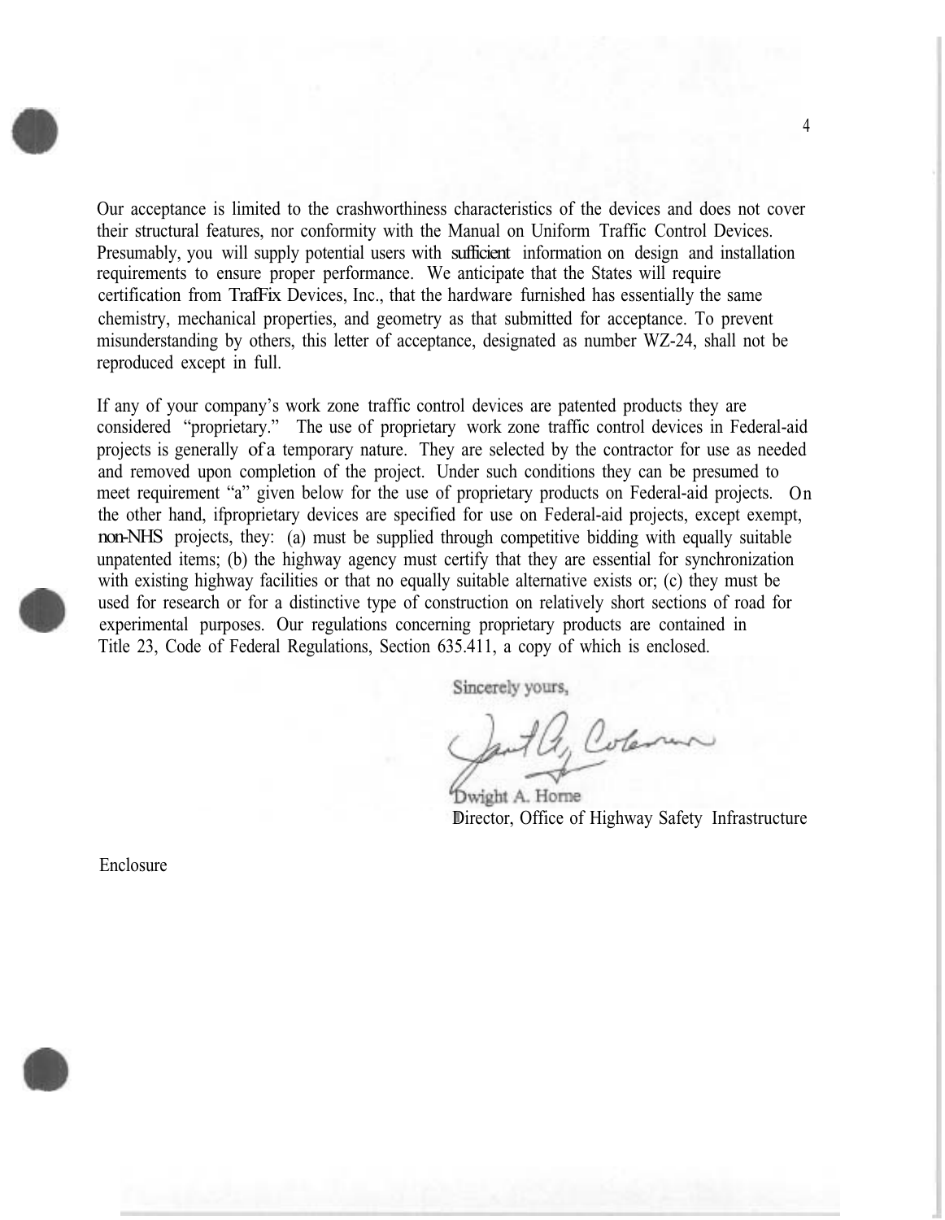Our acceptance is limited to the crashworthiness characteristics of the devices and does not cover their structural features, nor conformity with the Manual on Uniform Traffic Control Devices. Presumably, you will supply potential users with sufficient information on design and installation requirements to ensure proper performance. We anticipate that the States will require certification from TrafFix Devices, Inc., that the hardware furnished has essentially the same chemistry, mechanical properties, and geometry as that submitted for acceptance. To prevent misunderstanding by others, this letter of acceptance, designated as number WZ-24, shall not be reproduced except in full.

If any of your company's work zone traffic control devices are patented products they are considered "proprietary." The use of proprietary work zone traffic control devices in Federal-aid projects is generally of a temporary nature. They are selected by the contractor for use as needed and removed upon completion of the project. Under such conditions they can be presumed to meet requirement "a" given below for the use of proprietary products on Federal-aid projects. On the other hand, if proprietary devices are specified for use on Federal-aid projects, except exempt, non-NHS projects, they: (a) must be supplied through competitive bidding with equally suitable unpatented items; (b) the highway agency must certify that they are essential for synchronization with existing highway facilities or that no equally suitable alternative exists or; (c) they must be used for research or for a distinctive type of construction on relatively short sections of road for experimental purposes. Our regulations concerning proprietary products are contained in Title 23, Code of Federal Regulations, Section 635.411, a copy of which is enclosed.

Sincerely yours,

Dwight A. Horne
Director, Office of Highway Safety Infrastructure

Enclosure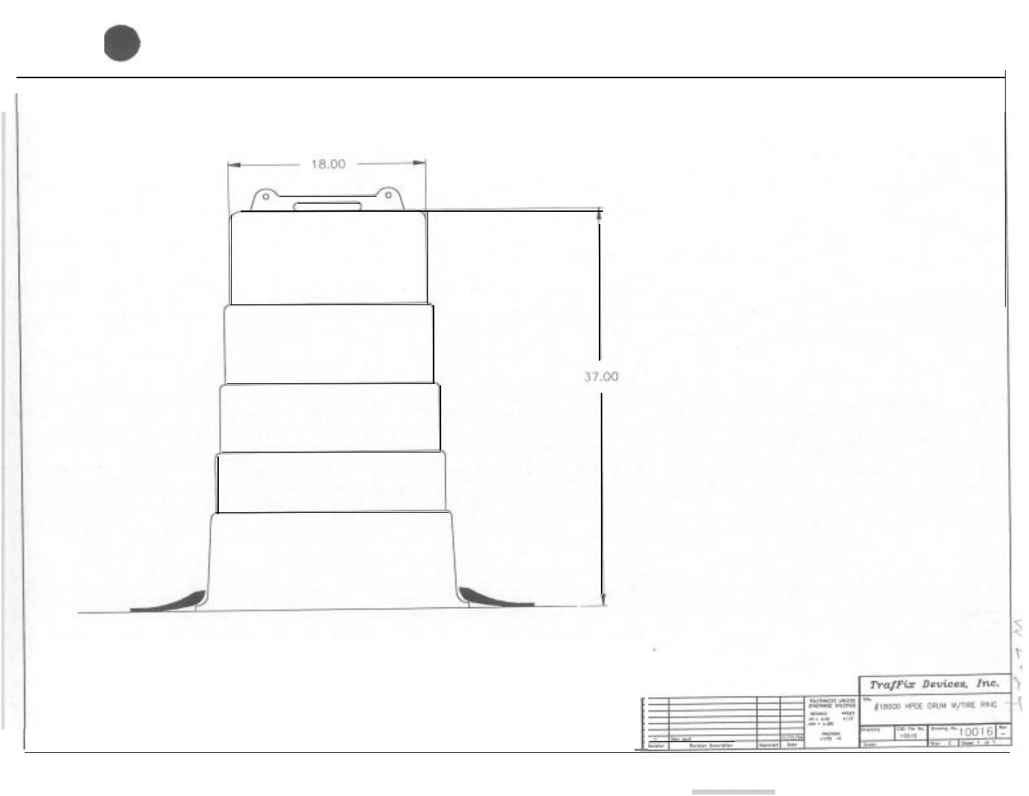18.00

37.00

| | |
|---|---|
| *TrafFix Devices, Inc.* | |
| Title: #18000 HPDE DRUM W/TIRE RING | |
| CAD File No. 10016 | Drawing No. 10016 |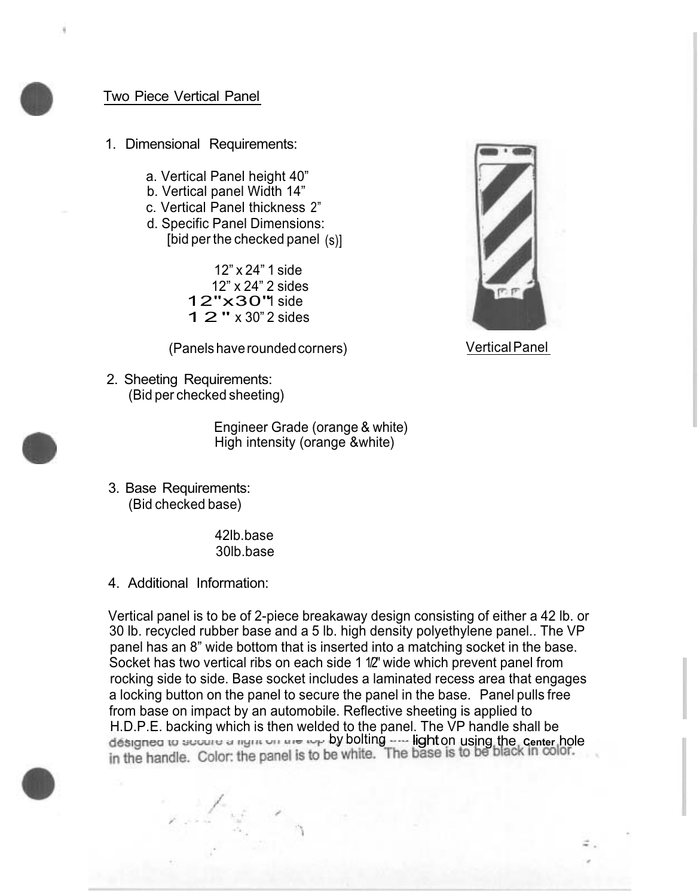## Two Piece Vertical Panel

1. Dimensional Requirements:

   a. Vertical Panel height 40"
   b. Vertical panel Width 14"
   c. Vertical Panel thickness 2"
   d. Specific Panel Dimensions:
      [bid per the checked panel (s)]

      12" x 24" 1 side
      12" x 24" 2 sides
      12"x30" 1 side
      12" x 30" 2 sides

      (Panels have rounded corners)

Vertical Panel

2. Sheeting Requirements:
   (Bid per checked sheeting)

   Engineer Grade (orange & white)
   High intensity (orange &white)

3. Base Requirements:
   (Bid checked base)

   42lb.base
   30lb.base

4. Additional Information:

Vertical panel is to be of 2-piece breakaway design consisting of either a 42 lb. or 30 lb. recycled rubber base and a 5 lb. high density polyethylene panel.. The VP panel has an 8" wide bottom that is inserted into a matching socket in the base. Socket has two vertical ribs on each side 1 1/2" wide which prevent panel from rocking side to side. Base socket includes a laminated recess area that engages a locking button on the panel to secure the panel in the base. Panel pulls free from base on impact by an automobile. Reflective sheeting is applied to H.D.P.E. backing which is then welded to the panel. The VP handle shall be designed to secure a light on the top by bolting ---- light on using the Center hole in the handle. Color: the panel is to be white. The base is to be black in color.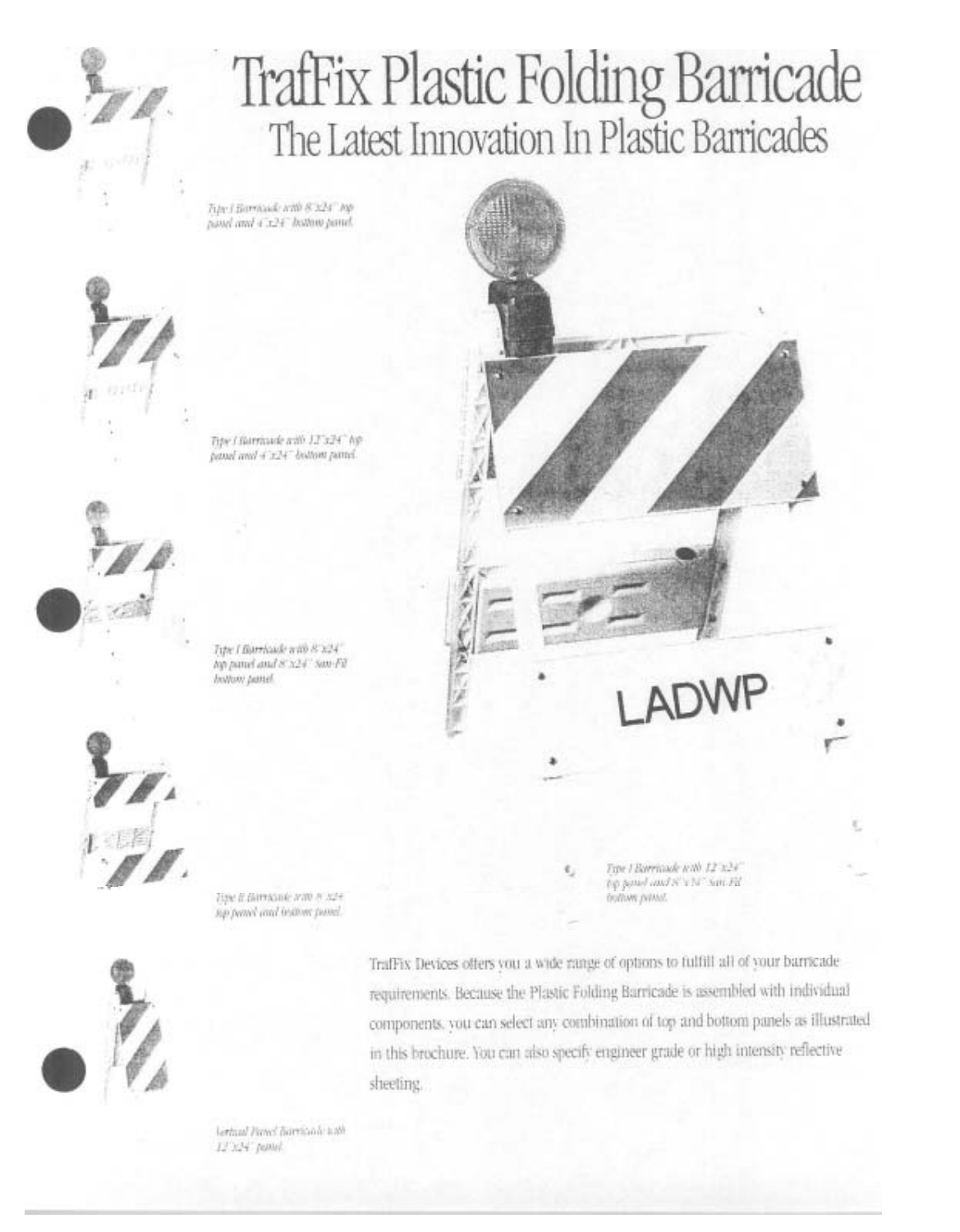# TrafFix Plastic Folding Barricade

## The Latest Innovation In Plastic Barricades

*Type I Barricade with 8"x24" top panel and 4"x24" bottom panel.*

*Type I Barricade with 12"x24" top panel and 4"x24" bottom panel.*

*Type I Barricade with 8"x24" top panel and 8"x24" San-Fil bottom panel.*

*Type II Barricade with 8"x24" top panel and bottom panel.*

*Vertical Panel Barricade with 12"x24" panel.*

LADWP

*Type I Barricade with 12"x24" top panel and 8"x24" San-Fil bottom panel.*

TrafFix Devices offers you a wide range of options to fulfill all of your barricade requirements. Because the Plastic Folding Barricade is assembled with individual components, you can select any combination of top and bottom panels as illustrated in this brochure. You can also specify engineer grade or high intensity reflective sheeting.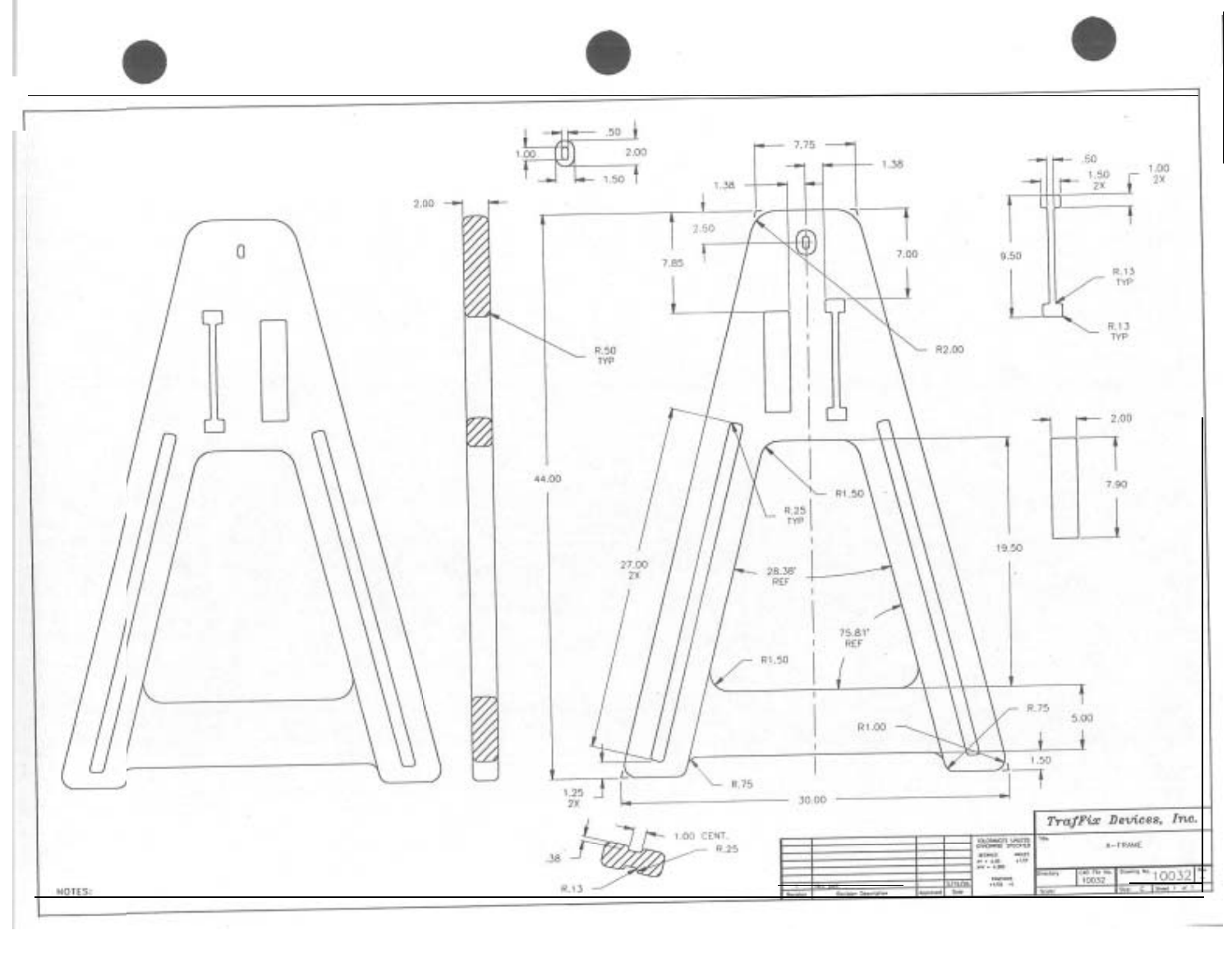TrafFix Devices, Inc.

A-FRAME

10032

NOTES: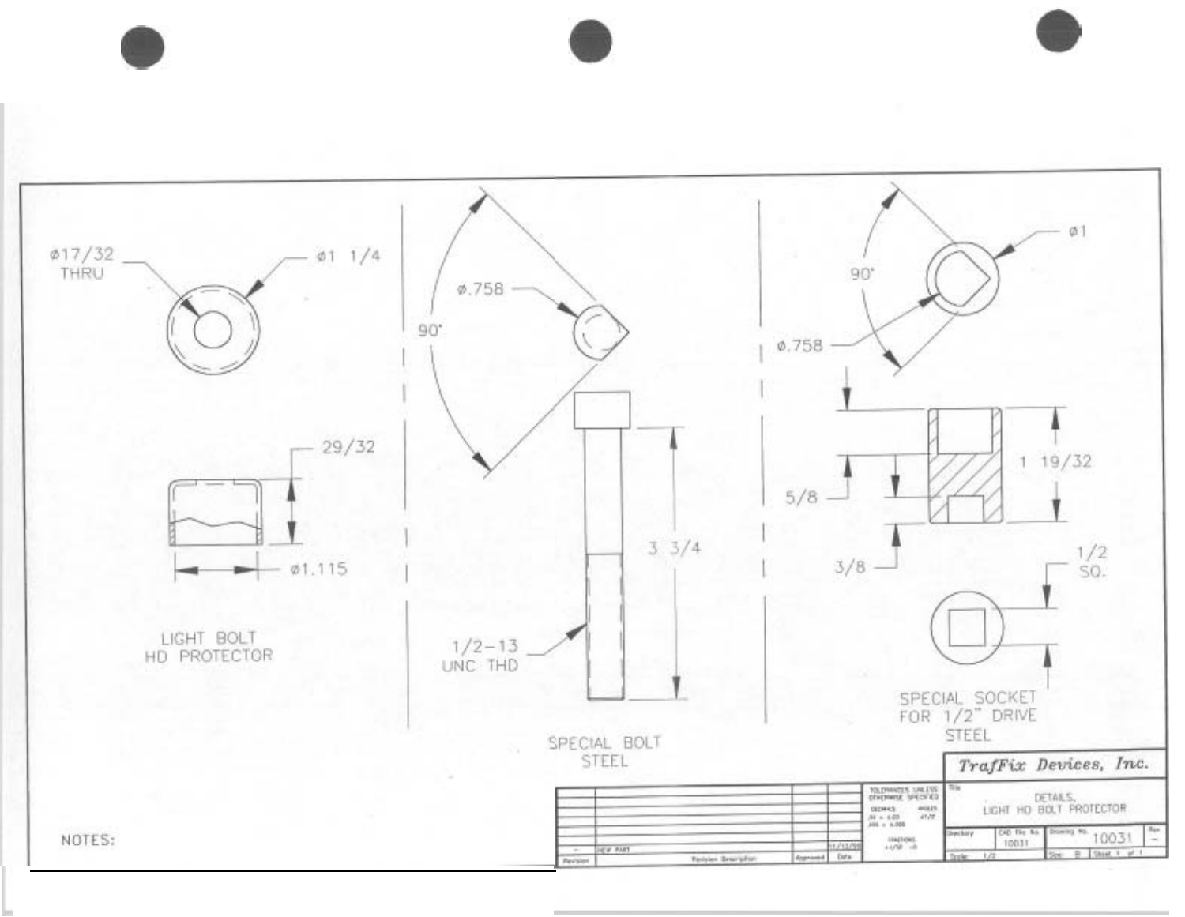ø17/32
THRU

ø1 1/4

29/32

ø1.115

LIGHT BOLT
HD PROTECTOR

ø.758

90°

3 3/4

1/2-13
UNC THD

SPECIAL BOLT
STEEL

ø1

90°

ø.758

5/8

1 19/32

3/8

1/2
SQ.

SPECIAL SOCKET
FOR 1/2" DRIVE
STEEL

NOTES:

*TrafFix Devices, Inc.*

| Revision | Revision Description | Approved | Date |
|---|---|---|---|
| - | NEW PART | | 11/13/98 |

TOLERANCES UNLESS OTHERWISE SPECIFIED
DECIMALS .XX ± .03 .XXX ± .005
ANGLES ±1/2°
FRACTIONS ±1/16

Title: DETAILS, LIGHT HD BOLT PROTECTOR

| Directory | CAD File No. | Drawing No. | Rev |
|---|---|---|---|
| | 10031 | 10031 | - |

Scale: 1/2 | Size: B | Sheet 1 of 1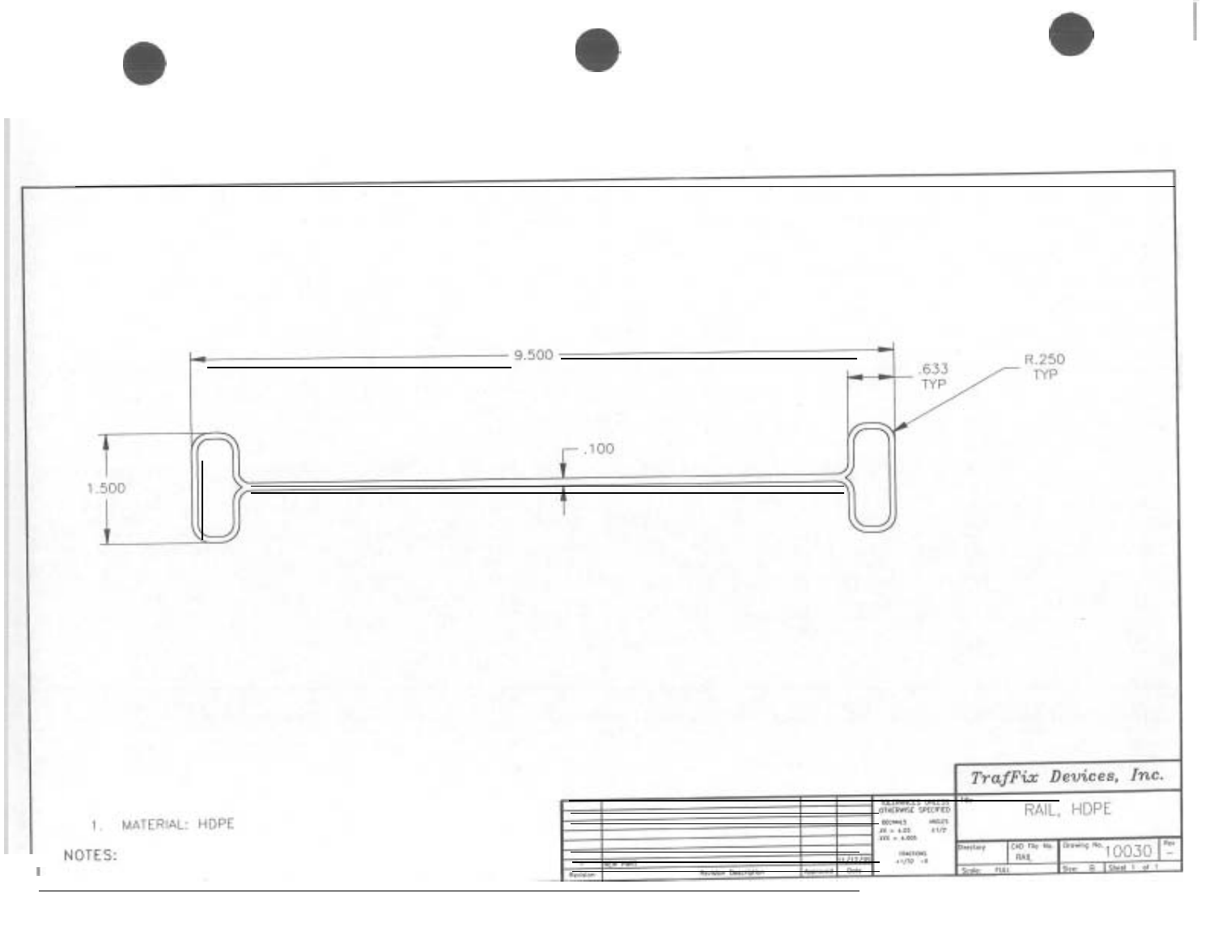9.500

.633 TYP

R.250 TYP

.100

1.500

NOTES:

1. MATERIAL: HDPE

TOLERANCES UNLESS OTHERWISE SPECIFIED

DECIMALS .XX = ±.03 .XXX = ±.005

ANGLES ±1/2°

FRACTIONS ±1/32 ±0

**TrafFix Devices, Inc.**

RAIL, HDPE

| Directory | CAD File No. | Drawing No. | Rev |
|---|---|---|---|
| | RAIL | 10030 | - |

Scale: FULL | Size: B | Sheet 1 of 1

| Revision | Revision Description | Approved | Date |
|---|---|---|---|
| - | NEW PART | | |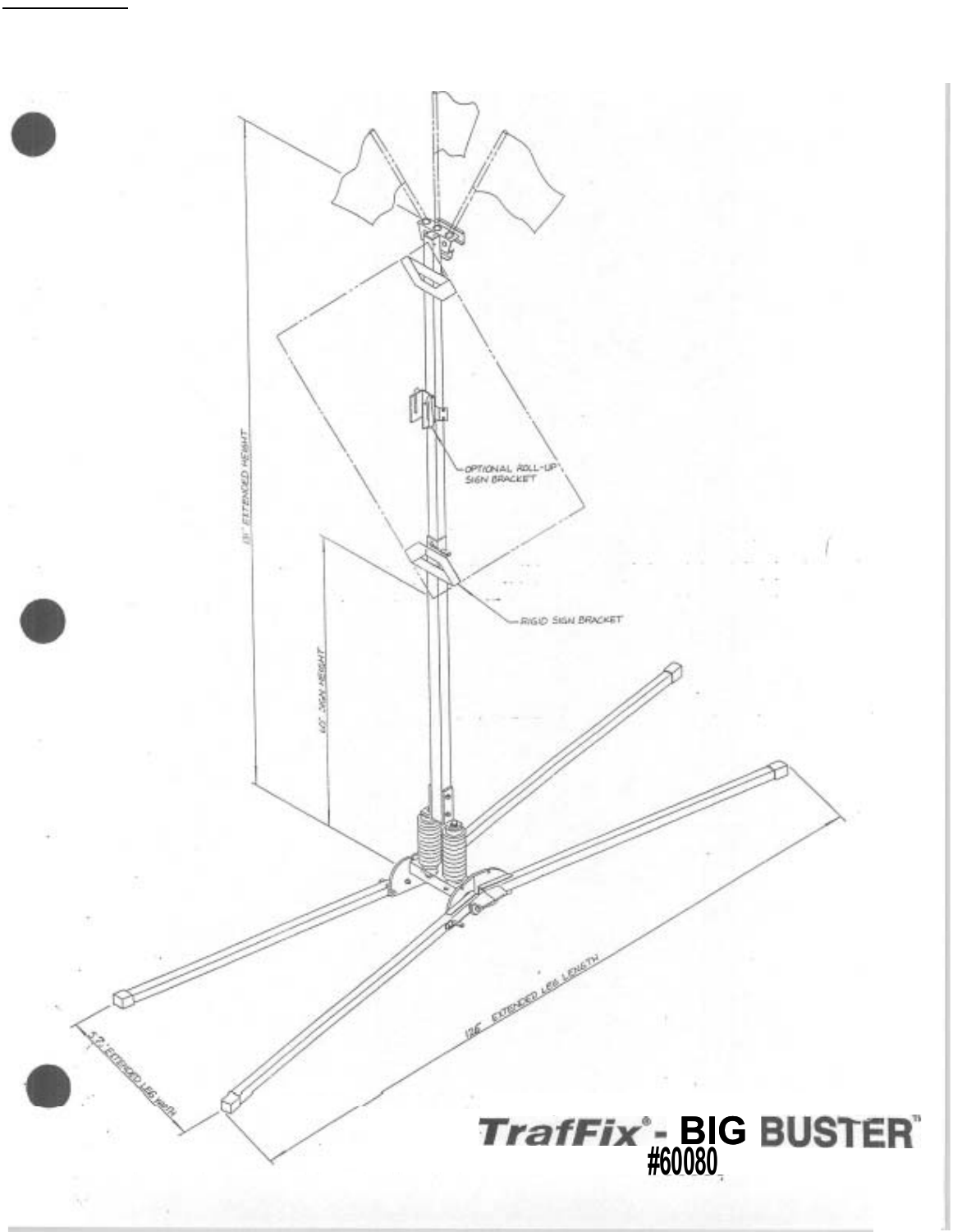13' EXTENDED HEIGHT

OPTIONAL ROLL-UP SIGN BRACKET

RIGID SIGN BRACKET

60' SIGN HEIGHT

57' EXTENDED LEG WIDTH

126' EXTENDED LEG LENGTH

**TrafFix® - BIG BUSTER™**

**#60080**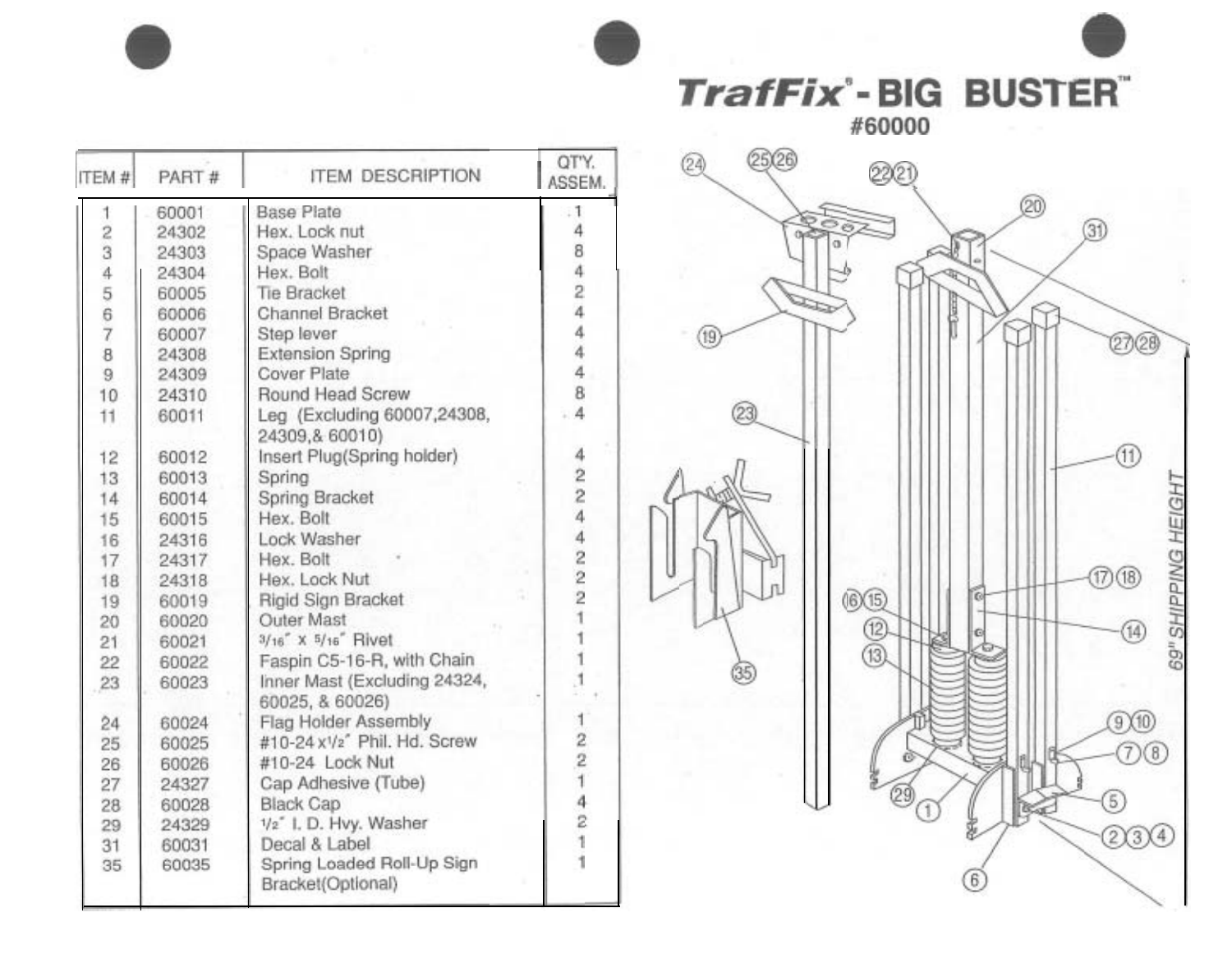# TrafFix® - BIG BUSTER™

## #60000

| ITEM # | PART # | ITEM DESCRIPTION | QT'Y. ASSEM. |
|---|---|---|---|
| 1 | 60001 | Base Plate | 1 |
| 2 | 24302 | Hex. Lock nut | 4 |
| 3 | 24303 | Space Washer | 8 |
| 4 | 24304 | Hex. Bolt | 4 |
| 5 | 60005 | Tie Bracket | 2 |
| 6 | 60006 | Channel Bracket | 4 |
| 7 | 60007 | Step lever | 4 |
| 8 | 24308 | Extension Spring | 4 |
| 9 | 24309 | Cover Plate | 4 |
| 10 | 24310 | Round Head Screw | 8 |
| 11 | 60011 | Leg (Excluding 60007,24308, 24309,& 60010) | 4 |
| 12 | 60012 | Insert Plug(Spring holder) | 4 |
| 13 | 60013 | Spring | 2 |
| 14 | 60014 | Spring Bracket | 2 |
| 15 | 60015 | Hex. Bolt | 4 |
| 16 | 24316 | Lock Washer | 4 |
| 17 | 24317 | Hex. Bolt | 2 |
| 18 | 24318 | Hex. Lock Nut | 2 |
| 19 | 60019 | Rigid Sign Bracket | 2 |
| 20 | 60020 | Outer Mast | 1 |
| 21 | 60021 | 3/16" X 5/16" Rivet | 1 |
| 22 | 60022 | Faspin C5-16-R, with Chain | 1 |
| 23 | 60023 | Inner Mast (Excluding 24324, 60025, & 60026) | 1 |
| 24 | 60024 | Flag Holder Assembly | 1 |
| 25 | 60025 | #10-24 x 1/2" Phil. Hd. Screw | 2 |
| 26 | 60026 | #10-24 Lock Nut | 2 |
| 27 | 24327 | Cap Adhesive (Tube) | 1 |
| 28 | 60028 | Black Cap | 4 |
| 29 | 24329 | 1/2" I. D. Hvy. Washer | 2 |
| 31 | 60031 | Decal & Label | 1 |
| 35 | 60035 | Spring Loaded Roll-Up Sign Bracket(Optional) | 1 |

69" SHIPPING HEIGHT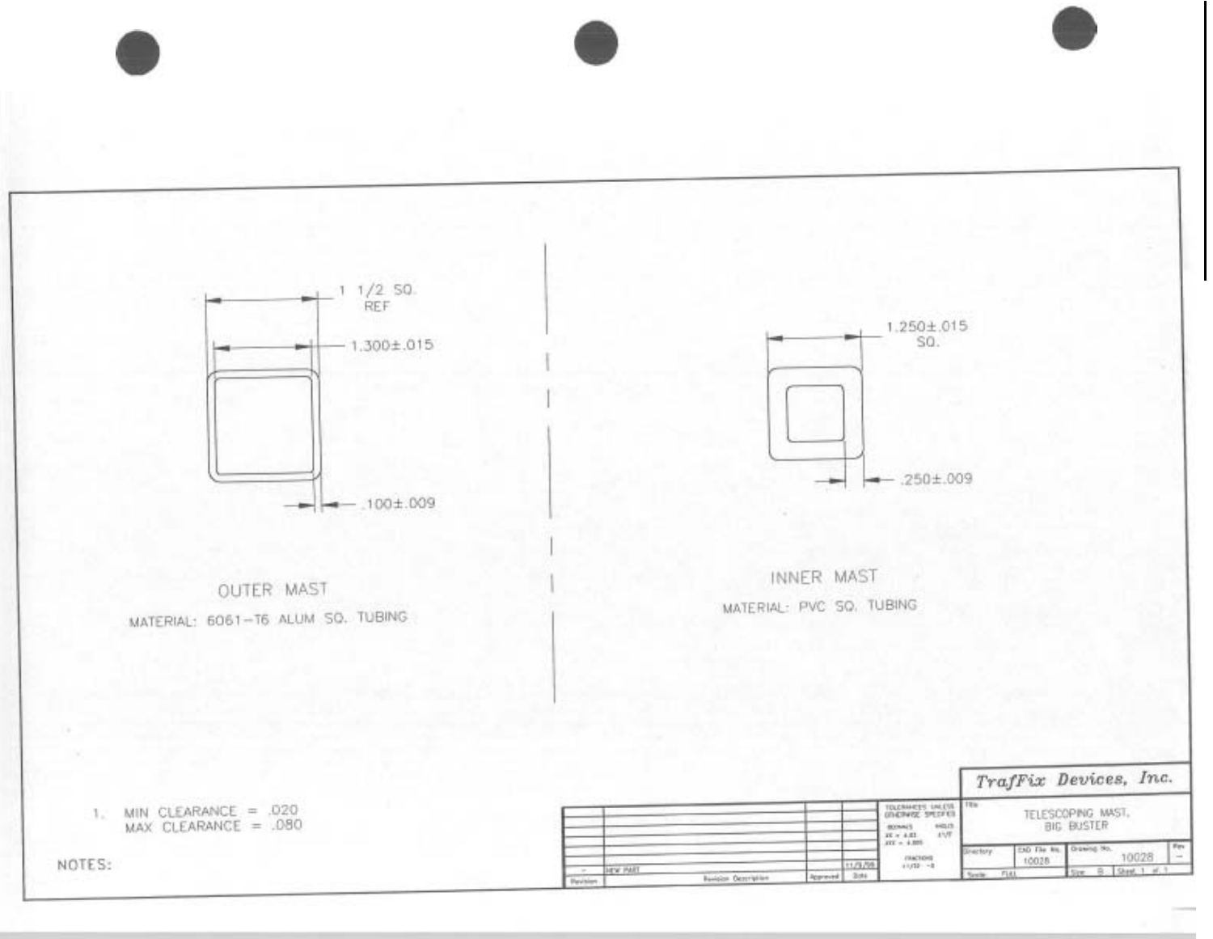1 1/2 SQ. REF

1.300±.015

.100±.009

OUTER MAST

MATERIAL: 6061-T6 ALUM SQ. TUBING

1.250±.015 SQ.

.250±.009

INNER MAST

MATERIAL: PVC SQ. TUBING

NOTES:

1. MIN CLEARANCE = .020
   MAX CLEARANCE = .080

| Revision | Revision Description | Approved | Date |
|---|---|---|---|
| - | NEW PART | | 11/9/98 |

TOLERANCES UNLESS OTHERWISE SPECIFIED

DECIMALS .XX = ±.03, .XXX = ±.005

ANGLES ±1/2°

FRACTIONS ±1/32

*TrafFix Devices, Inc.*

Title: TELESCOPING MAST, BIG BUSTER

| Directory | CAD File No. | Drawing No. | Rev |
|---|---|---|---|
| | 10028 | 10028 | - |

Scale: FULL | Size: B | Sheet 1 of 1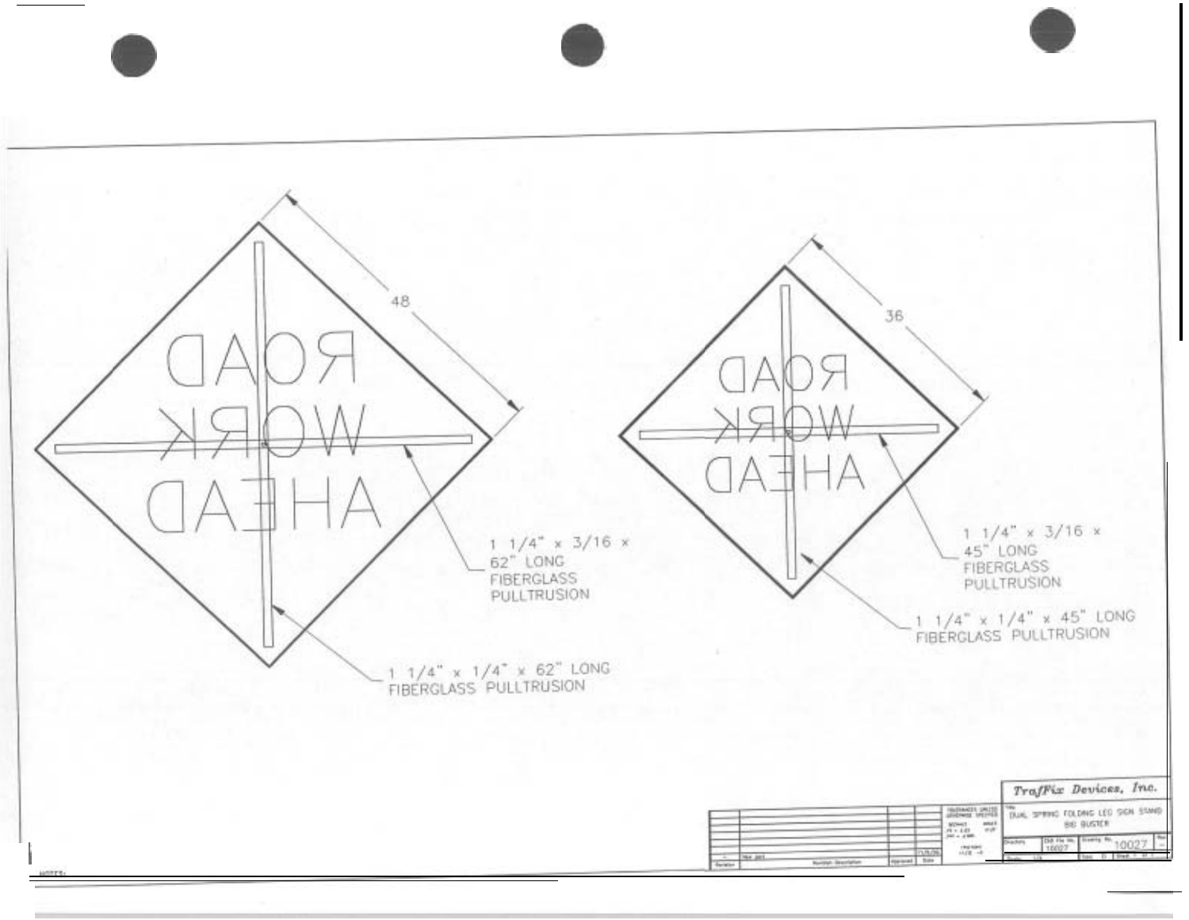48

ROAD
WORK
AHEAD

1 1/4" x 3/16 x
62" LONG
FIBERGLASS
PULLTRUSION

1 1/4" x 1/4" x 62" LONG
FIBERGLASS PULLTRUSION

36

ROAD
WORK
AHEAD

1 1/4" x 3/16 x
45" LONG
FIBERGLASS
PULLTRUSION

1 1/4" x 1/4" x 45" LONG
FIBERGLASS PULLTRUSION

TrafFix Devices, Inc.

DUAL SPRING FOLDING LEG SIGN STAND
BIG BUSTER

10027

NOTES: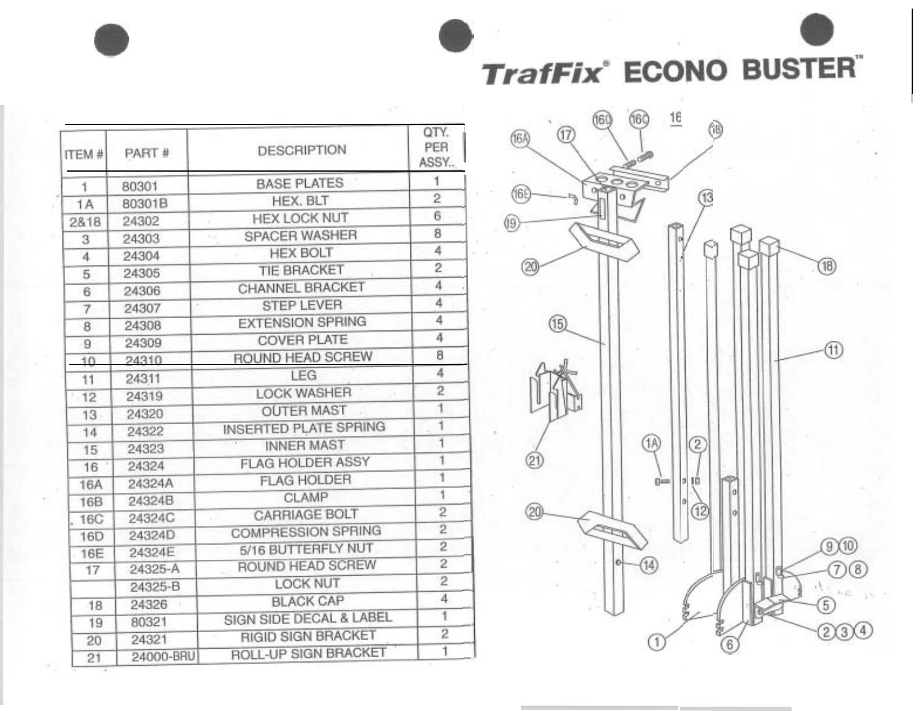# TrafFix® ECONO BUSTER™

| ITEM # | PART # | DESCRIPTION | QTY. PER ASSY.. |
|---|---|---|---|
| 1 | 80301 | BASE PLATES | 1 |
| 1A | 80301B | HEX. BLT | 2 |
| 2&18 | 24302 | HEX LOCK NUT | 6 |
| 3 | 24303 | SPACER WASHER | 8 |
| 4 | 24304 | HEX BOLT | 4 |
| 5 | 24305 | TIE BRACKET | 2 |
| 6 | 24306 | CHANNEL BRACKET | 4 |
| 7 | 24307 | STEP LEVER | 4 |
| 8 | 24308 | EXTENSION SPRING | 4 |
| 9 | 24309 | COVER PLATE | 4 |
| 10 | 24310 | ROUND HEAD SCREW | 8 |
| 11 | 24311 | LEG | 4 |
| 12 | 24319 | LOCK WASHER | 2 |
| 13 | 24320 | OUTER MAST | 1 |
| 14 | 24322 | INSERTED PLATE SPRING | 1 |
| 15 | 24323 | INNER MAST | 1 |
| 16 | 24324 | FLAG HOLDER ASSY | 1 |
| 16A | 24324A | FLAG HOLDER | 1 |
| 16B | 24324B | CLAMP | 1 |
| 16C | 24324C | CARRIAGE BOLT | 2 |
| 16D | 24324D | COMPRESSION SPRING | 2 |
| 16E | 24324E | 5/16 BUTTERFLY NUT | 2 |
| 17 | 24325-A | ROUND HEAD SCREW | 2 |
| | 24325-B | LOCK NUT | 2 |
| 18 | 24326 | BLACK CAP | 4 |
| 19 | 80321 | SIGN SIDE DECAL & LABEL | 1 |
| 20 | 24321 | RIGID SIGN BRACKET | 2 |
| 21 | 24000-BRU | ROLL-UP SIGN BRACKET | 1 |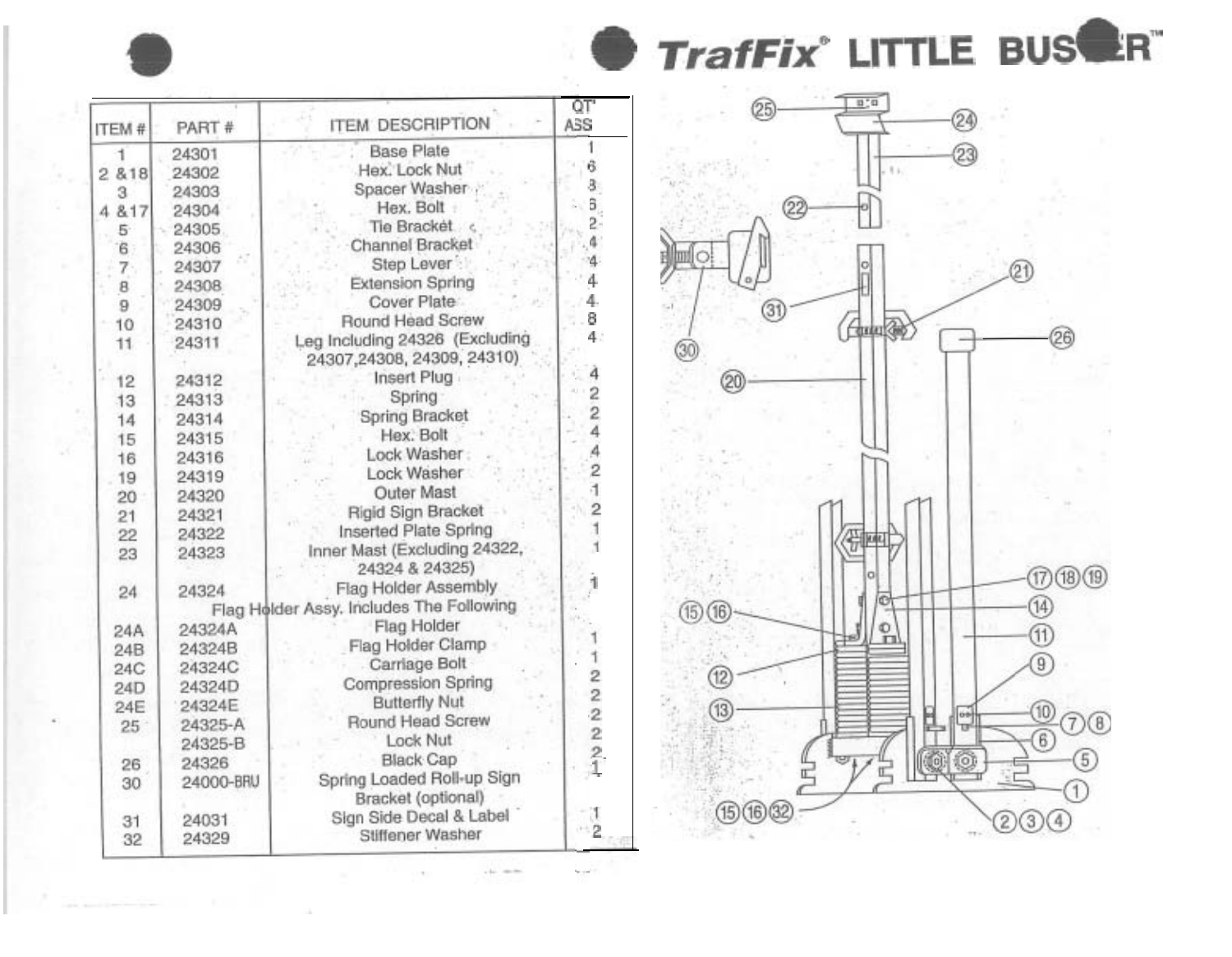# TrafFix® LITTLE BUSTER™

| ITEM # | PART # | ITEM DESCRIPTION | QTY ASS |
|---|---|---|---|
| 1 | 24301 | Base Plate | 1 |
| 2 &18 | 24302 | Hex. Lock Nut | 6 |
| 3 | 24303 | Spacer Washer | 3 |
| 4 &17 | 24304 | Hex. Bolt | 6 |
| 5 | 24305 | Tie Bracket | 2 |
| 6 | 24306 | Channel Bracket | 4 |
| 7 | 24307 | Step Lever | 4 |
| 8 | 24308 | Extension Spring | 4 |
| 9 | 24309 | Cover Plate | 4 |
| 10 | 24310 | Round Head Screw | 8 |
| 11 | 24311 | Leg Including 24326 (Excluding 24307,24308, 24309, 24310) | 4 |
| 12 | 24312 | Insert Plug | 4 |
| 13 | 24313 | Spring | 2 |
| 14 | 24314 | Spring Bracket | 2 |
| 15 | 24315 | Hex. Bolt | 4 |
| 16 | 24316 | Lock Washer | 4 |
| 19 | 24319 | Lock Washer | 2 |
| 20 | 24320 | Outer Mast | 1 |
| 21 | 24321 | Rigid Sign Bracket | 2 |
| 22 | 24322 | Inserted Plate Spring | 1 |
| 23 | 24323 | Inner Mast (Excluding 24322, 24324 & 24325) | 1 |
| 24 | 24324 | Flag Holder Assembly | 1 |
| | | Flag Holder Assy. Includes The Following | |
| 24A | 24324A | Flag Holder | 1 |
| 24B | 24324B | Flag Holder Clamp | 1 |
| 24C | 24324C | Carriage Bolt | 2 |
| 24D | 24324D | Compression Spring | 2 |
| 24E | 24324E | Butterfly Nut | 2 |
| 25 | 24325-A | Round Head Screw | 2 |
| | 24325-B | Lock Nut | 2 |
| 26 | 24326 | Black Cap | 1 |
| 30 | 24000-BRU | Spring Loaded Roll-up Sign Bracket (optional) | |
| 31 | 24031 | Sign Side Decal & Label | 1 |
| 32 | 24329 | Stiffener Washer | 2 |

25
24
23
22
21
26
31
30
20
17 18 19
14
15 16
11
9
12
13
10
7 8
6
5
1
15 16 32
2 3 4